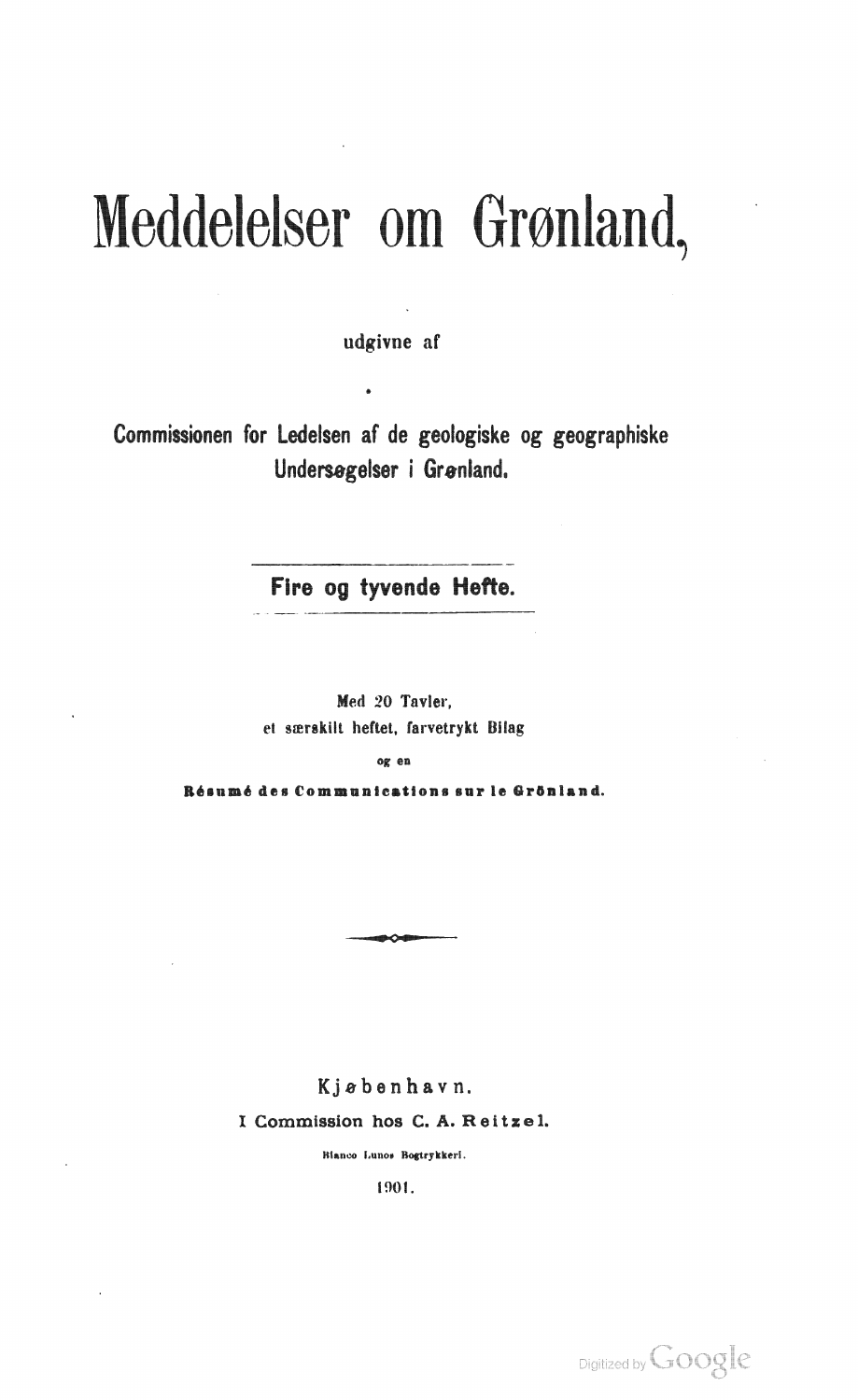# Meddelelser om Grønland,

udgivne af

Commissionen for Ledelsen af de geologiske og geographiske Undersøgelser i Grønland.

---

**Fire og tyvende Hefte.**

---

Med 20 Tavler,
et særskilt heftet, farvetrykt Bilag
og en
**Résumé des Communications sur le Grönland.**

Kjøbenhavn.
I Commission hos C. A. Reitzel.
Bianco Lunos Bogtrykkeri.
1901.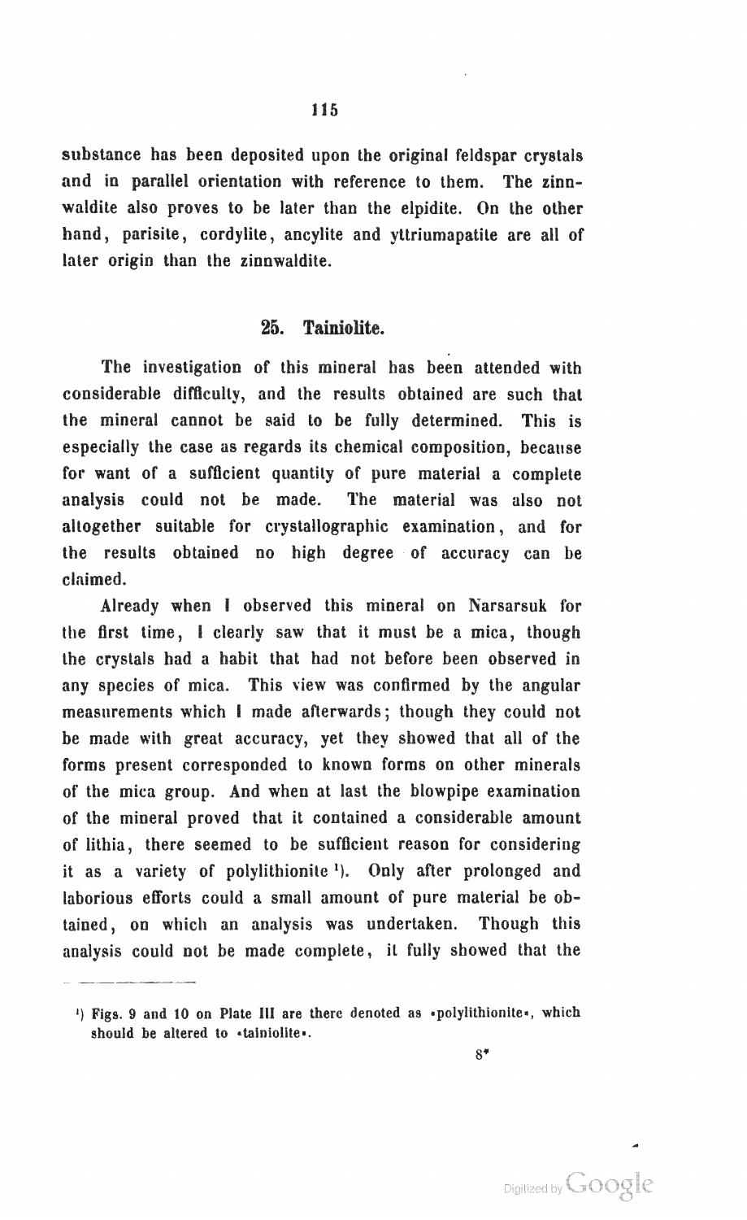substance has been deposited upon the original feldspar crystals and in parallel orientation with reference to them. The zinnwaldite also proves to be later than the elpidite. On the other hand, parisite, cordylite, ancylite and yttriumapatite are all of later origin than the zinnwaldite.

## 25. Tainiolite.

The investigation of this mineral has been attended with considerable difficulty, and the results obtained are such that the mineral cannot be said to be fully determined. This is especially the case as regards its chemical composition, because for want of a sufficient quantity of pure material a complete analysis could not be made. The material was also not altogether suitable for crystallographic examination, and for the results obtained no high degree of accuracy can be claimed.

Already when I observed this mineral on Narsarsuk for the first time, I clearly saw that it must be a mica, though the crystals had a habit that had not before been observed in any species of mica. This view was confirmed by the angular measurements which I made afterwards; though they could not be made with great accuracy, yet they showed that all of the forms present corresponded to known forms on other minerals of the mica group. And when at last the blowpipe examination of the mineral proved that it contained a considerable amount of lithia, there seemed to be sufficient reason for considering it as a variety of polylithionite [1]). Only after prolonged and laborious efforts could a small amount of pure material be obtained, on which an analysis was undertaken. Though this analysis could not be made complete, it fully showed that the

[1]) Figs. 9 and 10 on Plate III are there denoted as »polylithionite«, which should be altered to »tainiolite«.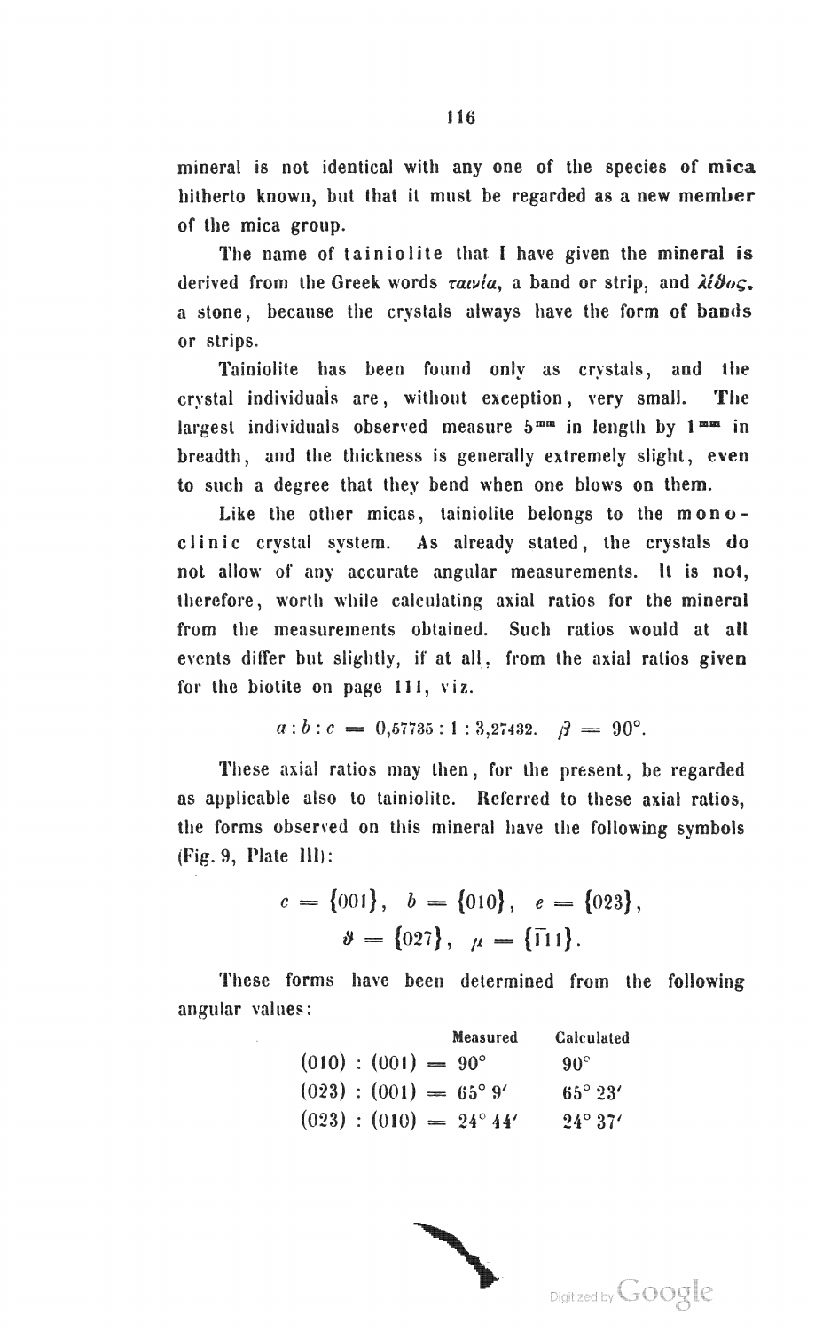mineral is not identical with any one of the species of **mica** hitherto known, but that it must be regarded as a **new member** of the mica group.

The name of tainiolite that I have given the mineral **is** derived from the Greek words ταινία, a band or strip, and λίθος, a stone, because the crystals always have the form of bands or strips.

Tainiolite has been found only as crystals, and the crystal individuals are, without exception, very small. The largest individuals observed measure $5^{mm}$ in length by $1^{mm}$ in breadth, and the thickness is generally extremely slight, even to such a degree that they bend when one blows on them.

Like the other micas, tainiolite belongs to the monoclinic crystal system. As already stated, the crystals do not allow of any accurate angular measurements. It is not, therefore, worth while calculating axial ratios for the mineral from the measurements obtained. Such ratios would at all events differ but slightly, if at all, from the axial ratios given for the biotite on page 111, viz.

$$a : b : c = 0{,}57735 : 1 : 3{,}27432. \quad \beta = 90^\circ.$$

These axial ratios may then, for the present, be regarded as applicable also to tainiolite. Referred to these axial ratios, the forms observed on this mineral have the following symbols (Fig. 9, Plate III):

$$c = \{001\}, \quad b = \{010\}, \quad e = \{023\},$$
$$\vartheta = \{027\}, \quad \mu = \{\bar{1}11\}.$$

These forms have been determined from the following angular values:

| | Measured | Calculated |
|---|---|---|
| $(010) : (001) =$ | $90^\circ$ | $90^\circ$ |
| $(023) : (001) =$ | $65^\circ\,9'$ | $65^\circ\,23'$ |
| $(023) : (010) =$ | $24^\circ\,44'$ | $24^\circ\,37'$ |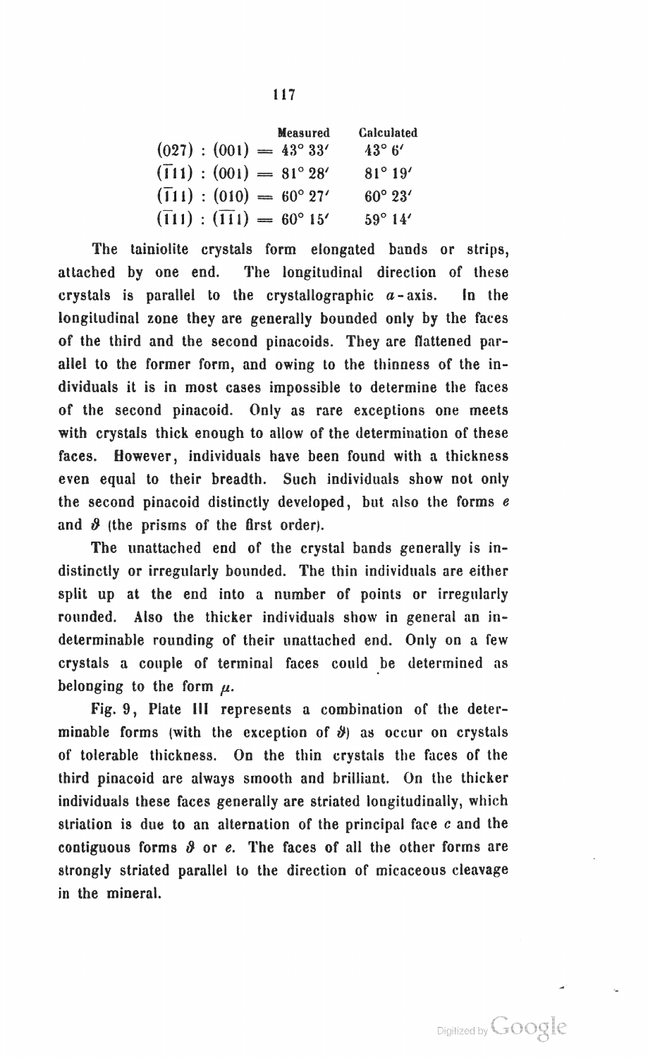| | Measured | Calculated |
|---|---|---|
| $(027) : (001) =$ | $43° 33'$ | $43° 6'$ |
| $(\bar{1}11) : (001) =$ | $81° 28'$ | $81° 19'$ |
| $(\bar{1}11) : (010) =$ | $60° 27'$ | $60° 23'$ |
| $(\bar{1}11) : (\bar{1}\bar{1}1) =$ | $60° 15'$ | $59° 14'$ |

The tainiolite crystals form elongated bands or strips, attached by one end. The longitudinal direction of these crystals is parallel to the crystallographic $a$-axis. In the longitudinal zone they are generally bounded only by the faces of the third and the second pinacoids. They are flattened parallel to the former form, and owing to the thinness of the individuals it is in most cases impossible to determine the faces of the second pinacoid. Only as rare exceptions one meets with crystals thick enough to allow of the determination of these faces. However, individuals have been found with a thickness even equal to their breadth. Such individuals show not only the second pinacoid distinctly developed, but also the forms $e$ and $\vartheta$ (the prisms of the first order).

The unattached end of the crystal bands generally is indistinctly or irregularly bounded. The thin individuals are either split up at the end into a number of points or irregularly rounded. Also the thicker individuals show in general an indeterminable rounding of their unattached end. Only on a few crystals a couple of terminal faces could be determined as belonging to the form $\mu$.

Fig. 9, Plate III represents a combination of the determinable forms (with the exception of $\vartheta$) as occur on crystals of tolerable thickness. On the thin crystals the faces of the third pinacoid are always smooth and brilliant. On the thicker individuals these faces generally are striated longitudinally, which striation is due to an alternation of the principal face $c$ and the contiguous forms $\vartheta$ or $e$. The faces of all the other forms are strongly striated parallel to the direction of micaceous cleavage in the mineral.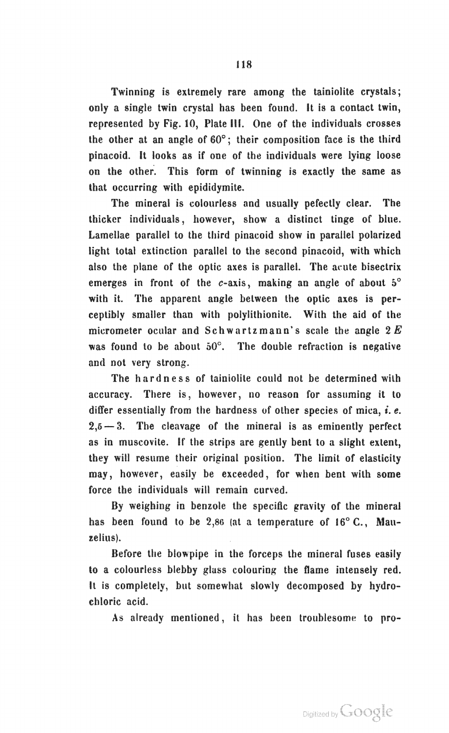Twinning is extremely rare among the tainiolite crystals; only a single twin crystal has been found. It is a contact twin, represented by Fig. 10, Plate III. One of the individuals crosses the other at an angle of 60°; their composition face is the third pinacoid. It looks as if one of the individuals were lying loose on the other. This form of twinning is exactly the same as that occurring with epididymite.

The mineral is colourless and usually pefectly clear. The thicker individuals, however, show a distinct tinge of blue. Lamellae parallel to the third pinacoid show in parallel polarized light total extinction parallel to the second pinacoid, with which also the plane of the optic axes is parallel. The acute bisectrix emerges in front of the *c*-axis, making an angle of about 5° with it. The apparent angle between the optic axes is perceptibly smaller than with polylithionite. With the aid of the micrometer ocular and Schwartzmann's scale the angle $2E$ was found to be about 50°. The double refraction is negative and not very strong.

The hardness of tainiolite could not be determined with accuracy. There is, however, no reason for assuming it to differ essentially from the hardness of other species of mica, *i. e.* 2,5 — 3. The cleavage of the mineral is as eminently perfect as in muscovite. If the strips are gently bent to a slight extent, they will resume their original position. The limit of elasticity may, however, easily be exceeded, for when bent with some force the individuals will remain curved.

By weighing in benzole the specific gravity of the mineral has been found to be 2,86 (at a temperature of 16° C., Mauzelius).

Before the blowpipe in the forceps the mineral fuses easily to a colourless blebby glass colouring the flame intensely red. It is completely, but somewhat slowly decomposed by hydrochloric acid.

As already mentioned, it has been troublesome to pro-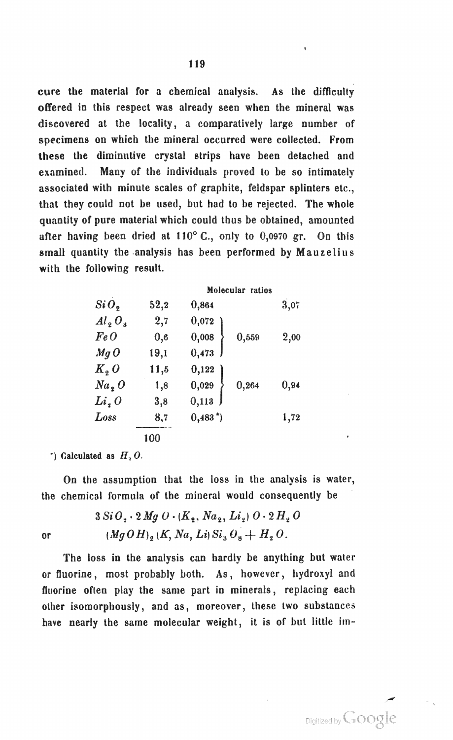cure the material for a chemical analysis. As the difficulty offered in this respect was already seen when the mineral was discovered at the locality, a comparatively large number of specimens on which the mineral occurred were collected. From these the diminutive crystal strips have been detached and examined. Many of the individuals proved to be so intimately associated with minute scales of graphite, feldspar splinters etc., that they could not be used, but had to be rejected. The whole quantity of pure material which could thus be obtained, amounted after having been dried at 110° C., only to 0,0970 gr. On this small quantity the analysis has been performed by **Mauzelius** with the following result.

| | | Molecular ratios | | |
|---|---|---|---|---|
| $SiO_2$ | 52,2 | 0,864 | | 3,07 |
| $Al_2O_3$ | 2,7 | 0,072 | | |
| $FeO$ | 0,6 | 0,008 | 0,559 | 2,00 |
| $MgO$ | 19,1 | 0,473 | | |
| $K_2O$ | 11,5 | 0,122 | | |
| $Na_2O$ | 1,8 | 0,029 | 0,264 | 0,94 |
| $Li_2O$ | 3,8 | 0,113 | | |
| *Loss* | 8,7 | 0,483 *) | | 1,72 |
| | 100 | | | |

*) Calculated as $H_2O$.

On the assumption that the loss in the analysis is water, the chemical formula of the mineral would consequently be

$$3\,SiO_2 \cdot 2\,MgO \cdot (K_2, Na_2, Li_2)\,O \cdot 2\,H_2O$$

or

$$(MgOH)_2\,(K, Na, Li)\,Si_3O_8 + H_2O.$$

The loss in the analysis can hardly be anything but water or fluorine, most probably both. As, however, hydroxyl and fluorine often play the same part in minerals, replacing each other isomorphously, and as, moreover, these two substances have nearly the same molecular weight, it is of but little im-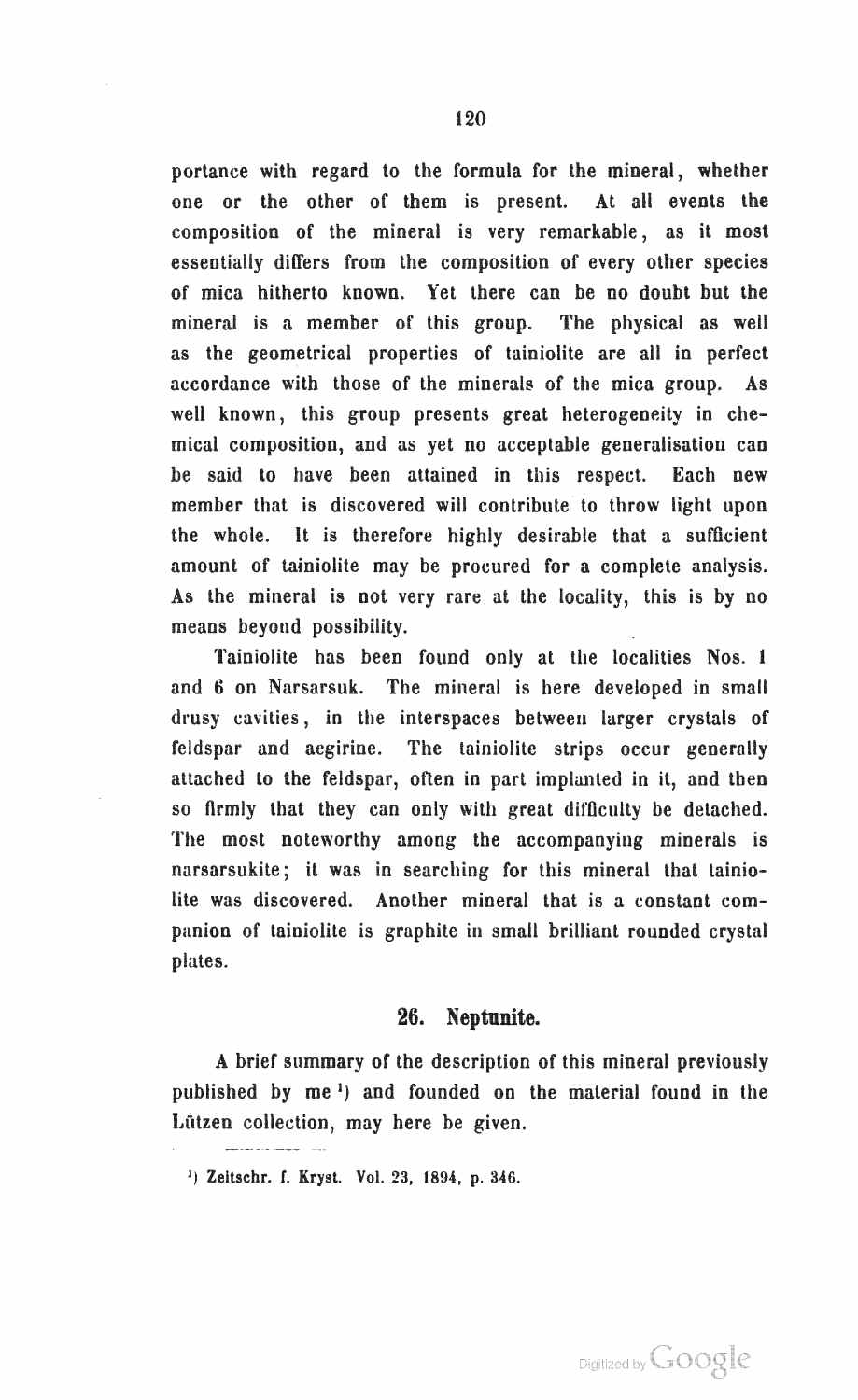portance with regard to the formula for the mineral, whether one or the other of them is present. At all events the composition of the mineral is very remarkable, as it most essentially differs from the composition of every other species of mica hitherto known. Yet there can be no doubt but the mineral is a member of this group. The physical as well as the geometrical properties of tainiolite are all in perfect accordance with those of the minerals of the mica group. As well known, this group presents great heterogeneity in chemical composition, and as yet no acceptable generalisation can be said to have been attained in this respect. Each new member that is discovered will contribute to throw light upon the whole. It is therefore highly desirable that a sufficient amount of tainiolite may be procured for a complete analysis. As the mineral is not very rare at the locality, this is by no means beyond possibility.

Tainiolite has been found only at the localities Nos. 1 and 6 on Narsarsuk. The mineral is here developed in small drusy cavities, in the interspaces between larger crystals of feldspar and aegirine. The tainiolite strips occur generally attached to the feldspar, often in part implanted in it, and then so firmly that they can only with great difficulty be detached. The most noteworthy among the accompanying minerals is narsarsukite; it was in searching for this mineral that tainiolite was discovered. Another mineral that is a constant companion of tainiolite is graphite in small brilliant rounded crystal plates.

## 26. Neptunite.

A brief summary of the description of this mineral previously published by me [1]) and founded on the material found in the Lützen collection, may here be given.

[1]) Zeitschr. f. Kryst. Vol. 23, 1894, p. 346.